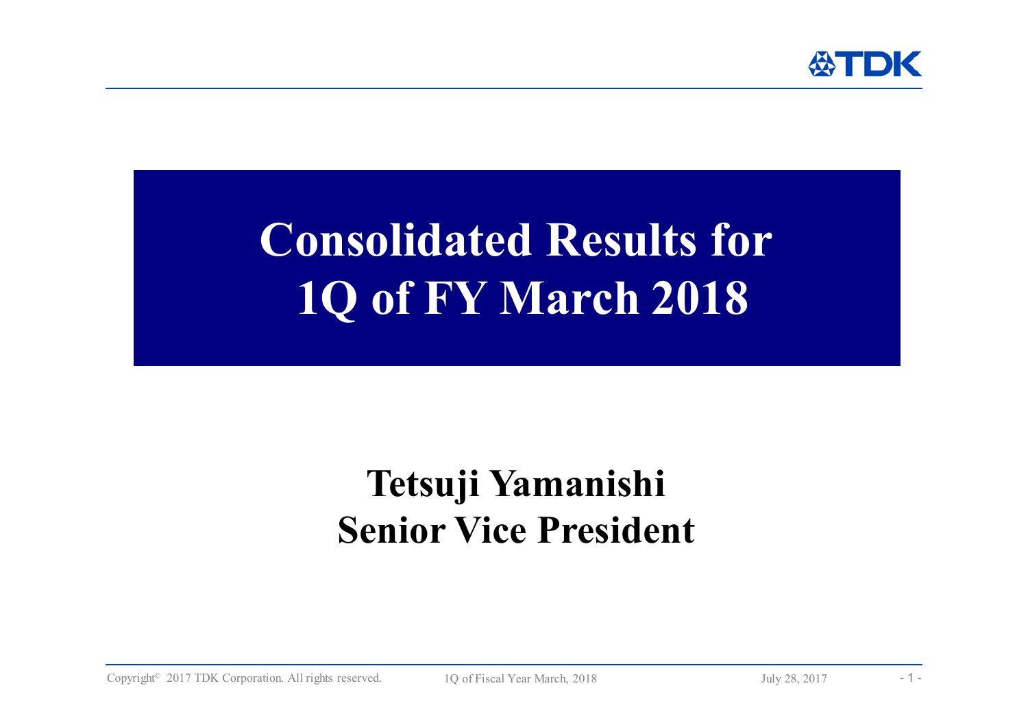# Consolidated Results for 1Q of FY March 2018

## Tetsuji Yamanishi
## Senior Vice President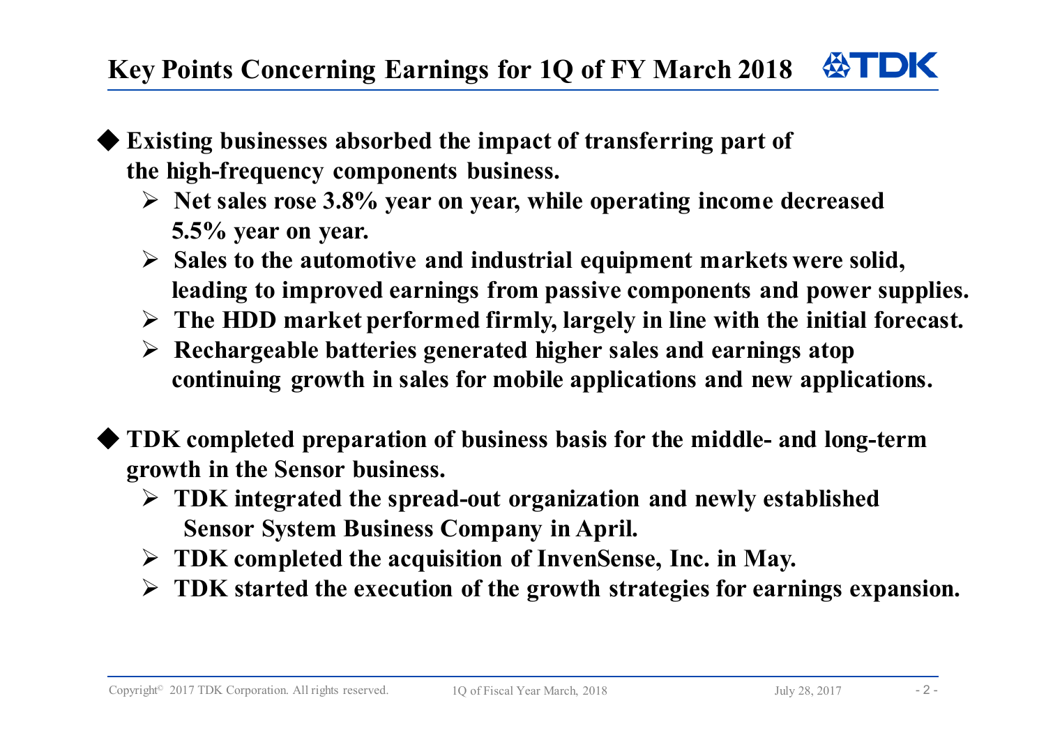# Key Points Concerning Earnings for 1Q of FY March 2018

- **Existing businesses absorbed the impact of transferring part of the high-frequency components business.**
  - **Net sales rose 3.8% year on year, while operating income decreased 5.5% year on year.**
  - **Sales to the automotive and industrial equipment markets were solid, leading to improved earnings from passive components and power supplies.**
  - **The HDD market performed firmly, largely in line with the initial forecast.**
  - **Rechargeable batteries generated higher sales and earnings atop continuing growth in sales for mobile applications and new applications.**

- **TDK completed preparation of business basis for the middle- and long-term growth in the Sensor business.**
  - **TDK integrated the spread-out organization and newly established Sensor System Business Company in April.**
  - **TDK completed the acquisition of InvenSense, Inc. in May.**
  - **TDK started the execution of the growth strategies for earnings expansion.**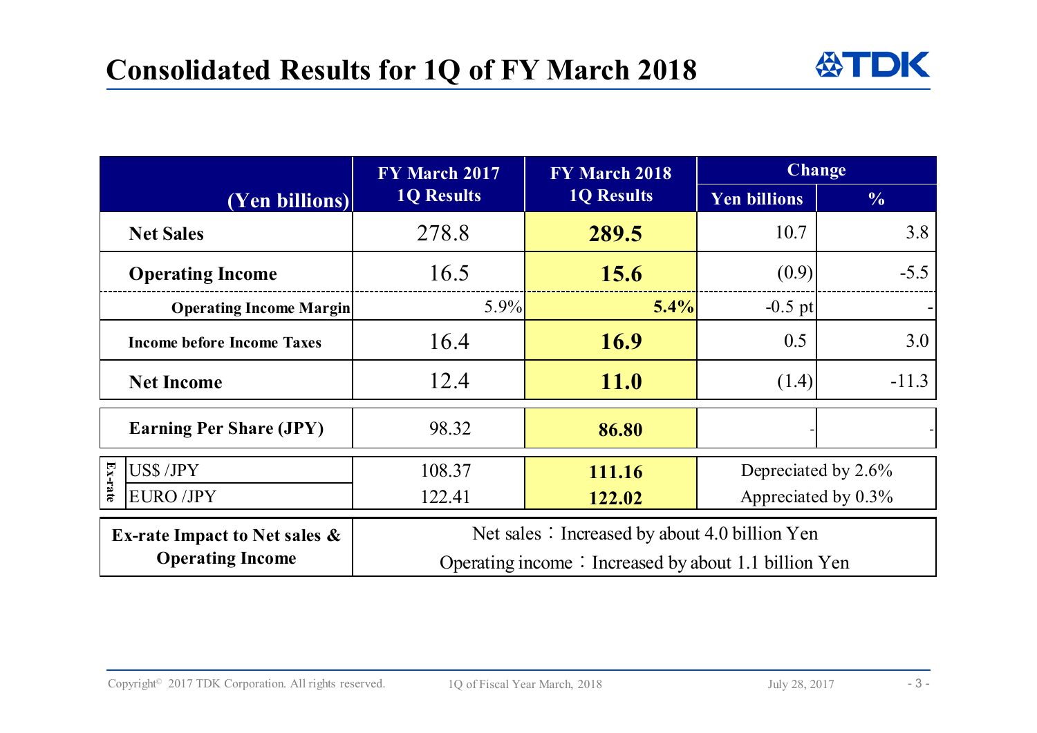# Consolidated Results for 1Q of FY March 2018

| (Yen billions) | FY March 2017 1Q Results | FY March 2018 1Q Results | Change | |
|---|---|---|---|---|
| | | | Yen billions | % |
| **Net Sales** | 278.8 | **289.5** | 10.7 | 3.8 |
| **Operating Income** | 16.5 | **15.6** | (0.9) | -5.5 |
| **Operating Income Margin** | 5.9% | **5.4%** | -0.5 pt | - |
| **Income before Income Taxes** | 16.4 | **16.9** | 0.5 | 3.0 |
| **Net Income** | 12.4 | **11.0** | (1.4) | -11.3 |
| **Earning Per Share (JPY)** | 98.32 | **86.80** | - | - |
| Ex-rate US$ /JPY | 108.37 | **111.16** | Depreciated by 2.6% | |
| Ex-rate EURO /JPY | 122.41 | **122.02** | Appreciated by 0.3% | |
| **Ex-rate Impact to Net sales & Operating Income** | Net sales：Increased by about 4.0 billion Yen<br>Operating income：Increased by about 1.1 billion Yen | | | |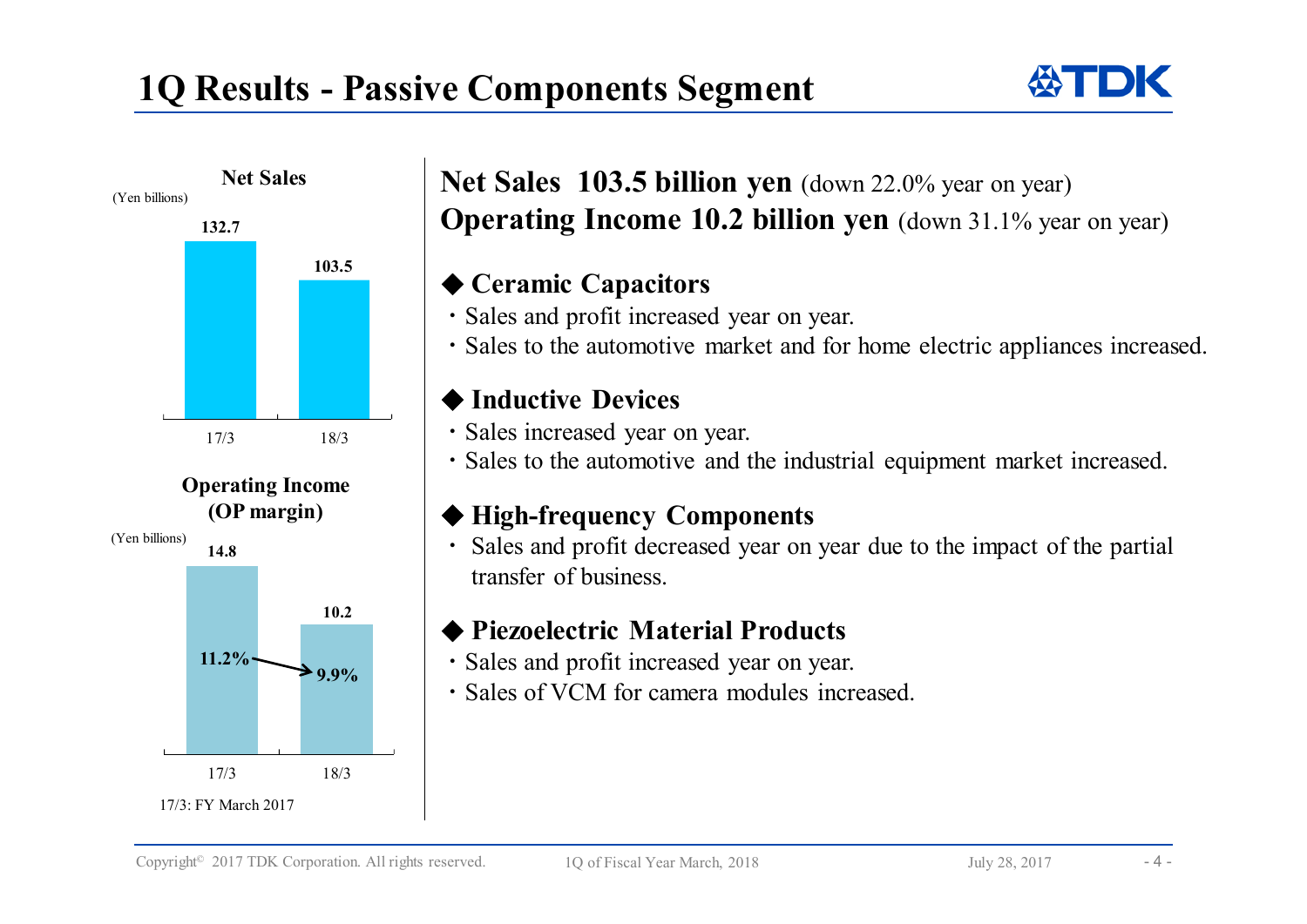# 1Q Results - Passive Components Segment

**Net Sales**

(Yen billions)

| | 17/3 | 18/3 |
|---|---|---|
| Net Sales | 132.7 | 103.5 |

**Operating Income (OP margin)**

(Yen billions)

| | 17/3 | 18/3 |
|---|---|---|
| Operating Income | 14.8 | 10.2 |
| OP margin | 11.2% | 9.9% |

17/3: FY March 2017

**Net Sales 103.5 billion yen** (down 22.0% year on year)
**Operating Income 10.2 billion yen** (down 31.1% year on year)

### ◆ Ceramic Capacitors

- Sales and profit increased year on year.
- Sales to the automotive market and for home electric appliances increased.

### ◆ Inductive Devices

- Sales increased year on year.
- Sales to the automotive and the industrial equipment market increased.

### ◆ High-frequency Components

- Sales and profit decreased year on year due to the impact of the partial transfer of business.

### ◆ Piezoelectric Material Products

- Sales and profit increased year on year.
- Sales of VCM for camera modules increased.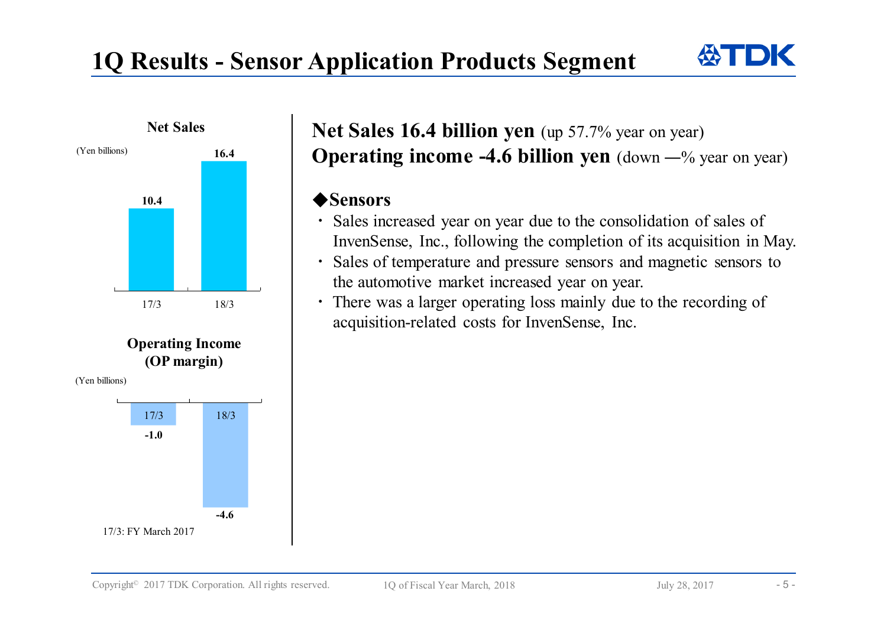# 1Q Results - Sensor Application Products Segment

**Net Sales**

(Yen billions)

| | 17/3 | 18/3 |
|---|---|---|
| Net Sales | 10.4 | 16.4 |

**Operating Income (OP margin)**

(Yen billions)

| | 17/3 | 18/3 |
|---|---|---|
| Operating Income | -1.0 | -4.6 |

17/3: FY March 2017

**Net Sales 16.4 billion yen** (up 57.7% year on year)
**Operating income -4.6 billion yen** (down ―% year on year)

### ◆Sensors

- Sales increased year on year due to the consolidation of sales of InvenSense, Inc., following the completion of its acquisition in May.
- Sales of temperature and pressure sensors and magnetic sensors to the automotive market increased year on year.
- There was a larger operating loss mainly due to the recording of acquisition-related costs for InvenSense, Inc.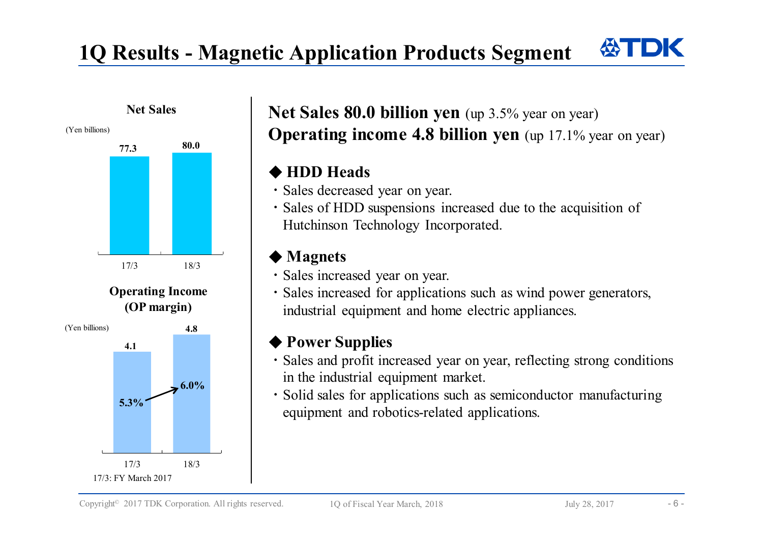# 1Q Results - Magnetic Application Products Segment

**Net Sales**

(Yen billions)

| | 17/3 | 18/3 |
|---|---|---|
| Net Sales | 77.3 | 80.0 |

**Operating Income (OP margin)**

(Yen billions)

| | 17/3 | 18/3 |
|---|---|---|
| Operating Income | 4.1 | 4.8 |
| OP margin | 5.3% | 6.0% |

17/3: FY March 2017

**Net Sales 80.0 billion yen** (up 3.5% year on year)
**Operating income 4.8 billion yen** (up 17.1% year on year)

### ◆ HDD Heads

- Sales decreased year on year.
- Sales of HDD suspensions increased due to the acquisition of Hutchinson Technology Incorporated.

### ◆ Magnets

- Sales increased year on year.
- Sales increased for applications such as wind power generators, industrial equipment and home electric appliances.

### ◆ Power Supplies

- Sales and profit increased year on year, reflecting strong conditions in the industrial equipment market.
- Solid sales for applications such as semiconductor manufacturing equipment and robotics-related applications.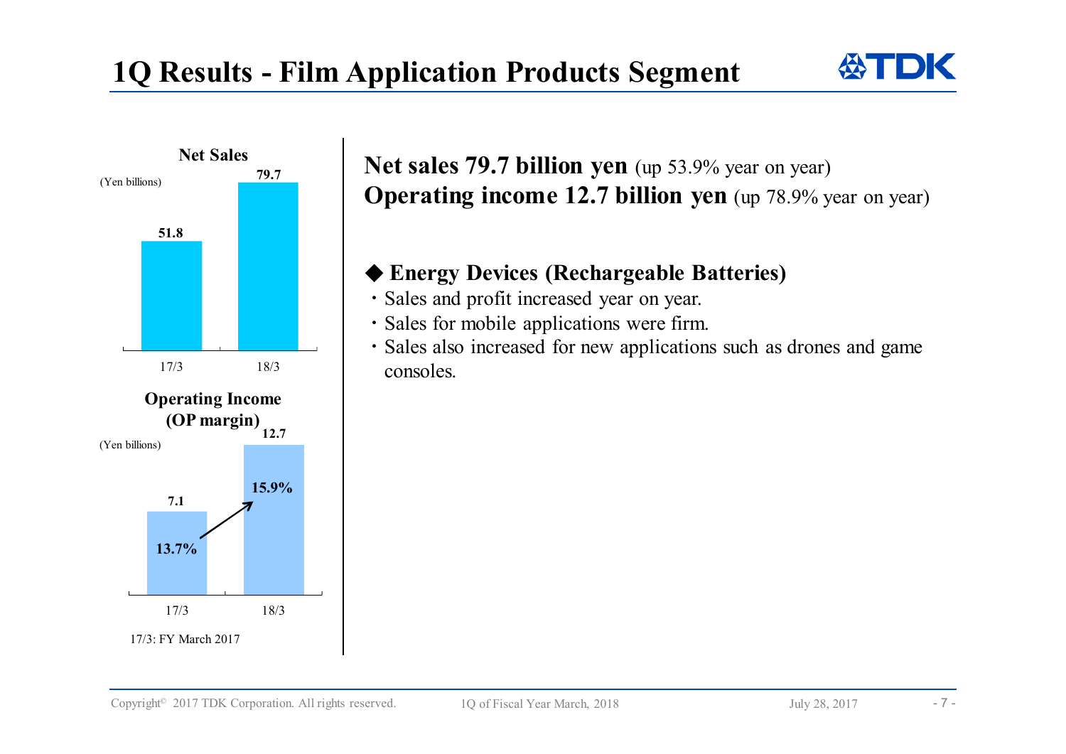# 1Q Results - Film Application Products Segment

**Net Sales**

(Yen billions)

| | 17/3 | 18/3 |
|---|---|---|
| Net Sales | 51.8 | 79.7 |

**Operating Income (OP margin)**

(Yen billions)

| | 17/3 | 18/3 |
|---|---|---|
| Operating Income | 7.1 | 12.7 |
| OP margin | 13.7% | 15.9% |

17/3: FY March 2017

**Net sales 79.7 billion yen** (up 53.9% year on year)
**Operating income 12.7 billion yen** (up 78.9% year on year)

### ◆ Energy Devices (Rechargeable Batteries)

- Sales and profit increased year on year.
- Sales for mobile applications were firm.
- Sales also increased for new applications such as drones and game consoles.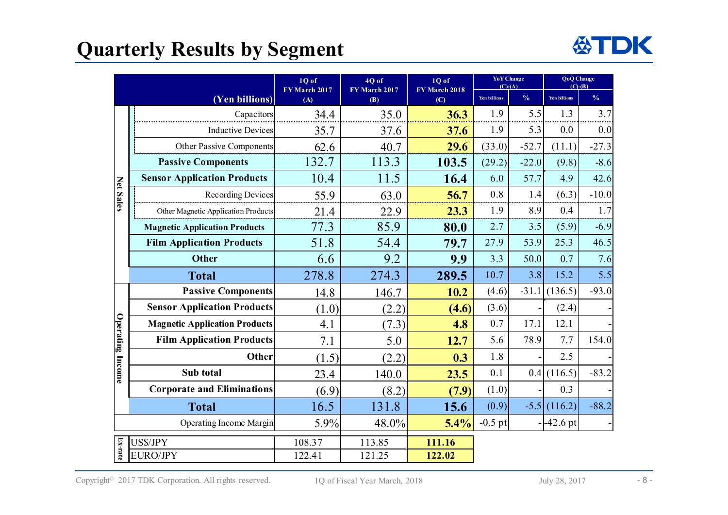# Quarterly Results by Segment

| | (Yen billions) | 1Q of FY March 2017 (A) | 4Q of FY March 2017 (B) | 1Q of FY March 2018 (C) | YoY Change (C)-(A) | | QoQ Change (C)-(B) | |
|---|---|---|---|---|---|---|---|---|
| | | | | | Yen billions | % | Yen billions | % |
| Net Sales | Capacitors | 34.4 | 35.0 | **36.3** | 1.9 | 5.5 | 1.3 | 3.7 |
| | Inductive Devices | 35.7 | 37.6 | **37.6** | 1.9 | 5.3 | 0.0 | 0.0 |
| | Other Passive Components | 62.6 | 40.7 | **29.6** | (33.0) | -52.7 | (11.1) | -27.3 |
| | **Passive Components** | 132.7 | 113.3 | **103.5** | (29.2) | -22.0 | (9.8) | -8.6 |
| | **Sensor Application Products** | 10.4 | 11.5 | **16.4** | 6.0 | 57.7 | 4.9 | 42.6 |
| | Recording Devices | 55.9 | 63.0 | **56.7** | 0.8 | 1.4 | (6.3) | -10.0 |
| | Other Magnetic Application Products | 21.4 | 22.9 | **23.3** | 1.9 | 8.9 | 0.4 | 1.7 |
| | **Magnetic Application Products** | 77.3 | 85.9 | **80.0** | 2.7 | 3.5 | (5.9) | -6.9 |
| | **Film Application Products** | 51.8 | 54.4 | **79.7** | 27.9 | 53.9 | 25.3 | 46.5 |
| | **Other** | 6.6 | 9.2 | **9.9** | 3.3 | 50.0 | 0.7 | 7.6 |
| | **Total** | 278.8 | 274.3 | **289.5** | 10.7 | 3.8 | 15.2 | 5.5 |
| Operating Income | **Passive Components** | 14.8 | 146.7 | **10.2** | (4.6) | -31.1 | (136.5) | -93.0 |
| | **Sensor Application Products** | (1.0) | (2.2) | **(4.6)** | (3.6) | - | (2.4) | - |
| | **Magnetic Application Products** | 4.1 | (7.3) | **4.8** | 0.7 | 17.1 | 12.1 | - |
| | **Film Application Products** | 7.1 | 5.0 | **12.7** | 5.6 | 78.9 | 7.7 | 154.0 |
| | **Other** | (1.5) | (2.2) | **0.3** | 1.8 | - | 2.5 | - |
| | **Sub total** | 23.4 | 140.0 | **23.5** | 0.1 | 0.4 | (116.5) | -83.2 |
| | **Corporate and Eliminations** | (6.9) | (8.2) | **(7.9)** | (1.0) | - | 0.3 | - |
| | **Total** | 16.5 | 131.8 | **15.6** | (0.9) | -5.5 | (116.2) | -88.2 |
| | Operating Income Margin | 5.9% | 48.0% | **5.4%** | -0.5 pt | - | -42.6 pt | - |
| Ex-rate | US$/JPY | 108.37 | 113.85 | **111.16** | | | | |
| | EURO/JPY | 122.41 | 121.25 | **122.02** | | | | |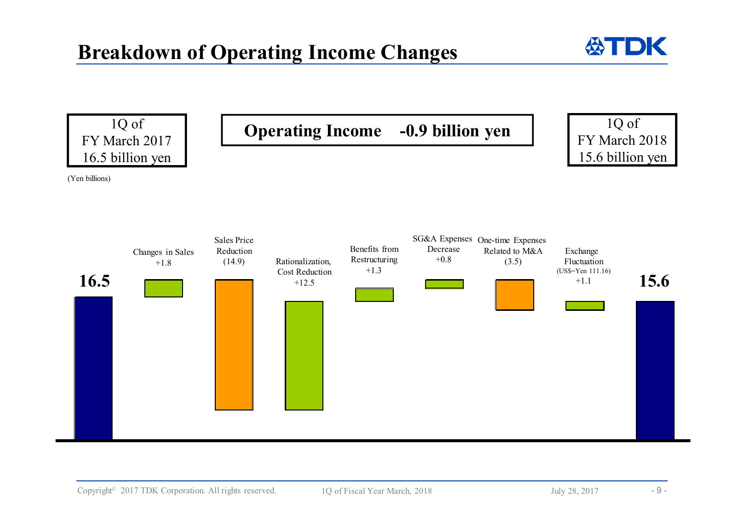# Breakdown of Operating Income Changes

| 1Q of FY March 2017 | Operating Income | 1Q of FY March 2018 |
|---|---|---|
| 16.5 billion yen | **-0.9 billion yen** | 15.6 billion yen |

(Yen billions)

| Item | Amount |
|---|---|
| 1Q of FY March 2017 | 16.5 |
| Changes in Sales | +1.8 |
| Sales Price Reduction | (14.9) |
| Rationalization, Cost Reduction | +12.5 |
| Benefits from Restructuring | +1.3 |
| SG&A Expenses Decrease | +0.8 |
| One-time Expenses Related to M&A | (3.5) |
| Exchange Fluctuation (US$=Yen 111.16) | +1.1 |
| 1Q of FY March 2018 | 15.6 |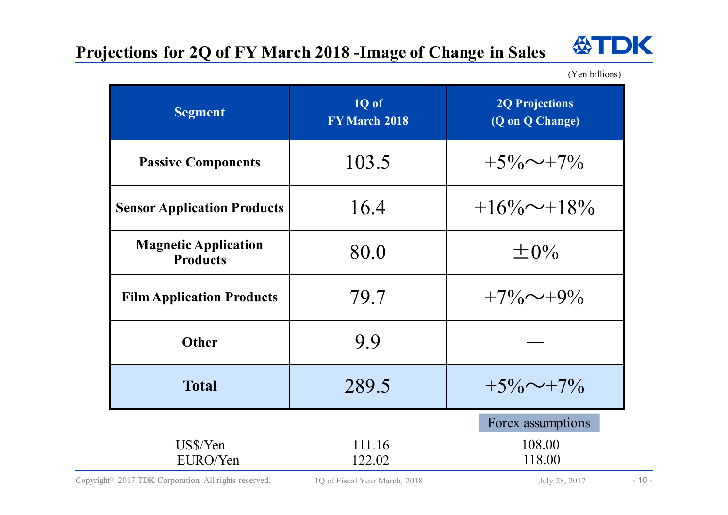# Projections for 2Q of FY March 2018 -Image of Change in Sales

(Yen billions)

| Segment | 1Q of FY March 2018 | 2Q Projections (Q on Q Change) |
|---|---|---|
| Passive Components | 103.5 | +5%～+7% |
| Sensor Application Products | 16.4 | +16%～+18% |
| Magnetic Application Products | 80.0 | ±0% |
| Film Application Products | 79.7 | +7%～+9% |
| Other | 9.9 | — |
| **Total** | 289.5 | +5%～+7% |

| | | Forex assumptions |
|---|---|---|
| US$/Yen | 111.16 | 108.00 |
| EURO/Yen | 122.02 | 118.00 |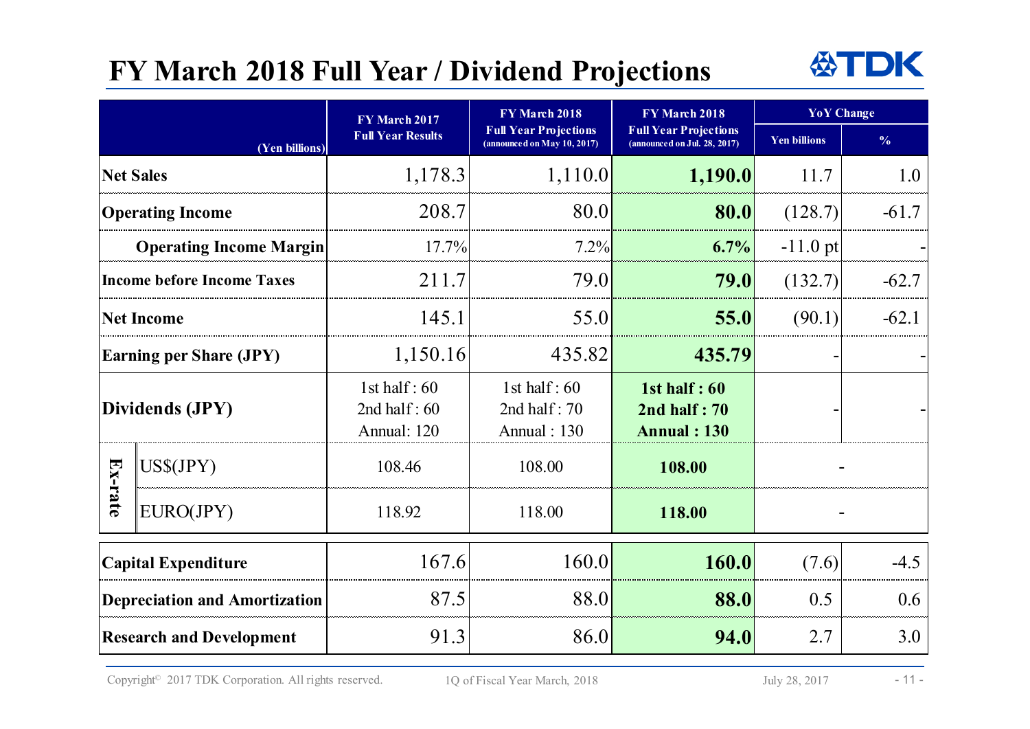# FY March 2018 Full Year / Dividend Projections

| (Yen billions) | | FY March 2017 Full Year Results | FY March 2018 Full Year Projections (announced on May 10, 2017) | FY March 2018 Full Year Projections (announced on Jul. 28, 2017) | YoY Change | |
|---|---|---|---|---|---|---|
| | | | | | Yen billions | % |
| Net Sales | | 1,178.3 | 1,110.0 | **1,190.0** | 11.7 | 1.0 |
| Operating Income | | 208.7 | 80.0 | **80.0** | (128.7) | -61.7 |
| Operating Income Margin | | 17.7% | 7.2% | **6.7%** | -11.0 pt | - |
| Income before Income Taxes | | 211.7 | 79.0 | **79.0** | (132.7) | -62.7 |
| Net Income | | 145.1 | 55.0 | **55.0** | (90.1) | -62.1 |
| Earning per Share (JPY) | | 1,150.16 | 435.82 | **435.79** | - | - |
| Dividends (JPY) | | 1st half : 60<br>2nd half : 60<br>Annual: 120 | 1st half : 60<br>2nd half : 70<br>Annual : 130 | **1st half : 60<br>2nd half : 70<br>Annual : 130** | - | - |
| Ex-rate | US$(JPY) | 108.46 | 108.00 | **108.00** | - | |
| | EURO(JPY) | 118.92 | 118.00 | **118.00** | - | |
| Capital Expenditure | | 167.6 | 160.0 | **160.0** | (7.6) | -4.5 |
| Depreciation and Amortization | | 87.5 | 88.0 | **88.0** | 0.5 | 0.6 |
| Research and Development | | 91.3 | 86.0 | **94.0** | 2.7 | 3.0 |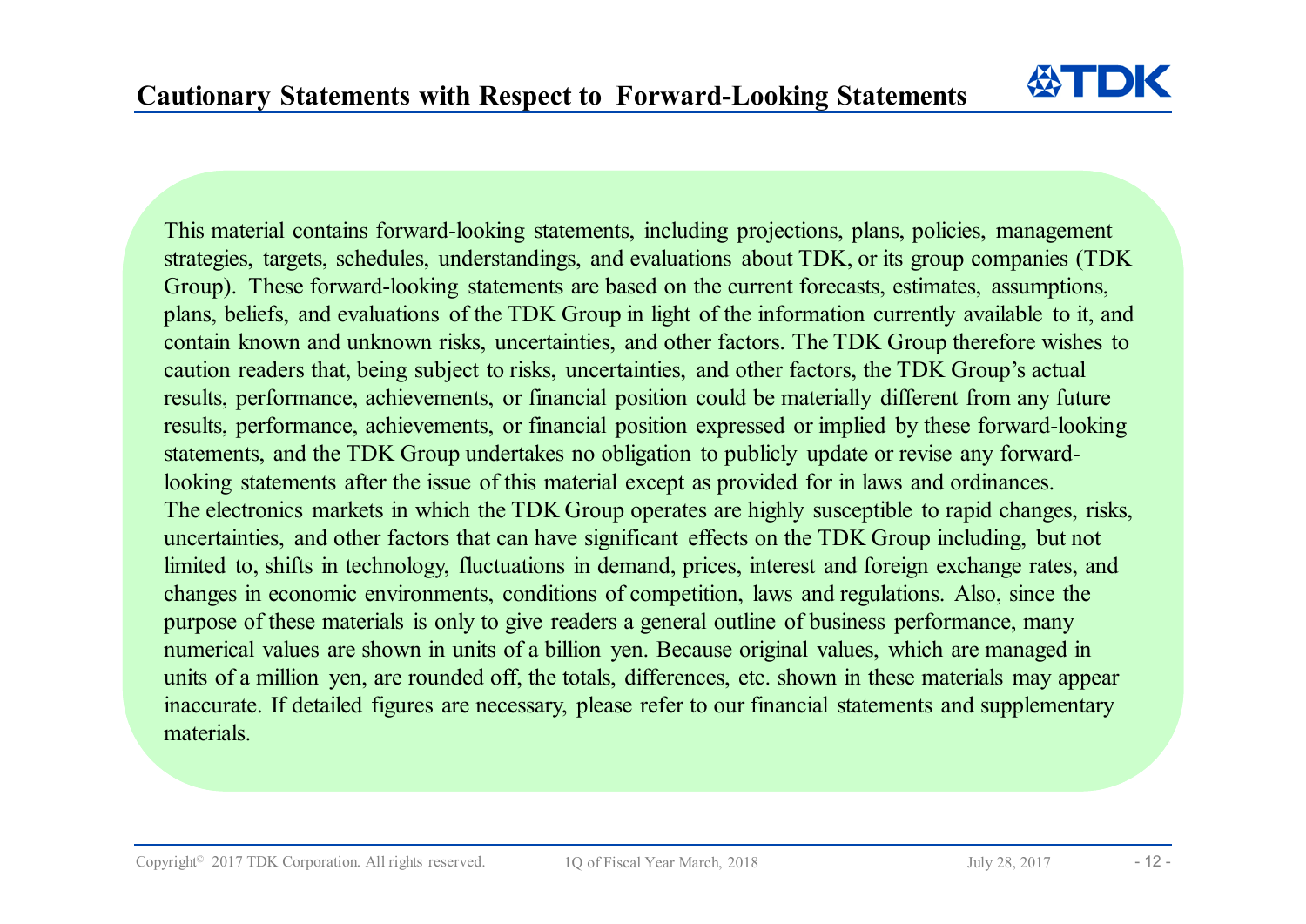# Cautionary Statements with Respect to Forward-Looking Statements

This material contains forward-looking statements, including projections, plans, policies, management strategies, targets, schedules, understandings, and evaluations about TDK, or its group companies (TDK Group). These forward-looking statements are based on the current forecasts, estimates, assumptions, plans, beliefs, and evaluations of the TDK Group in light of the information currently available to it, and contain known and unknown risks, uncertainties, and other factors. The TDK Group therefore wishes to caution readers that, being subject to risks, uncertainties, and other factors, the TDK Group's actual results, performance, achievements, or financial position could be materially different from any future results, performance, achievements, or financial position expressed or implied by these forward-looking statements, and the TDK Group undertakes no obligation to publicly update or revise any forward-looking statements after the issue of this material except as provided for in laws and ordinances.
The electronics markets in which the TDK Group operates are highly susceptible to rapid changes, risks, uncertainties, and other factors that can have significant effects on the TDK Group including, but not limited to, shifts in technology, fluctuations in demand, prices, interest and foreign exchange rates, and changes in economic environments, conditions of competition, laws and regulations. Also, since the purpose of these materials is only to give readers a general outline of business performance, many numerical values are shown in units of a billion yen. Because original values, which are managed in units of a million yen, are rounded off, the totals, differences, etc. shown in these materials may appear inaccurate. If detailed figures are necessary, please refer to our financial statements and supplementary materials.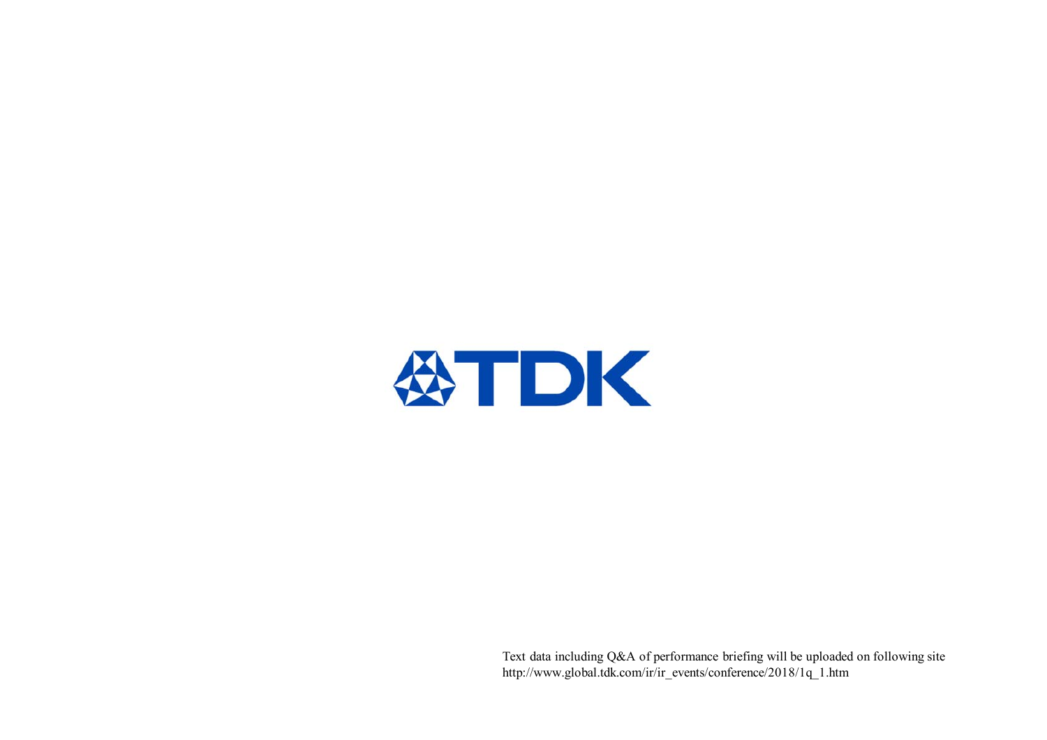TDK

Text data including Q&A of performance briefing will be uploaded on following site
http://www.global.tdk.com/ir/ir_events/conference/2018/1q_1.htm